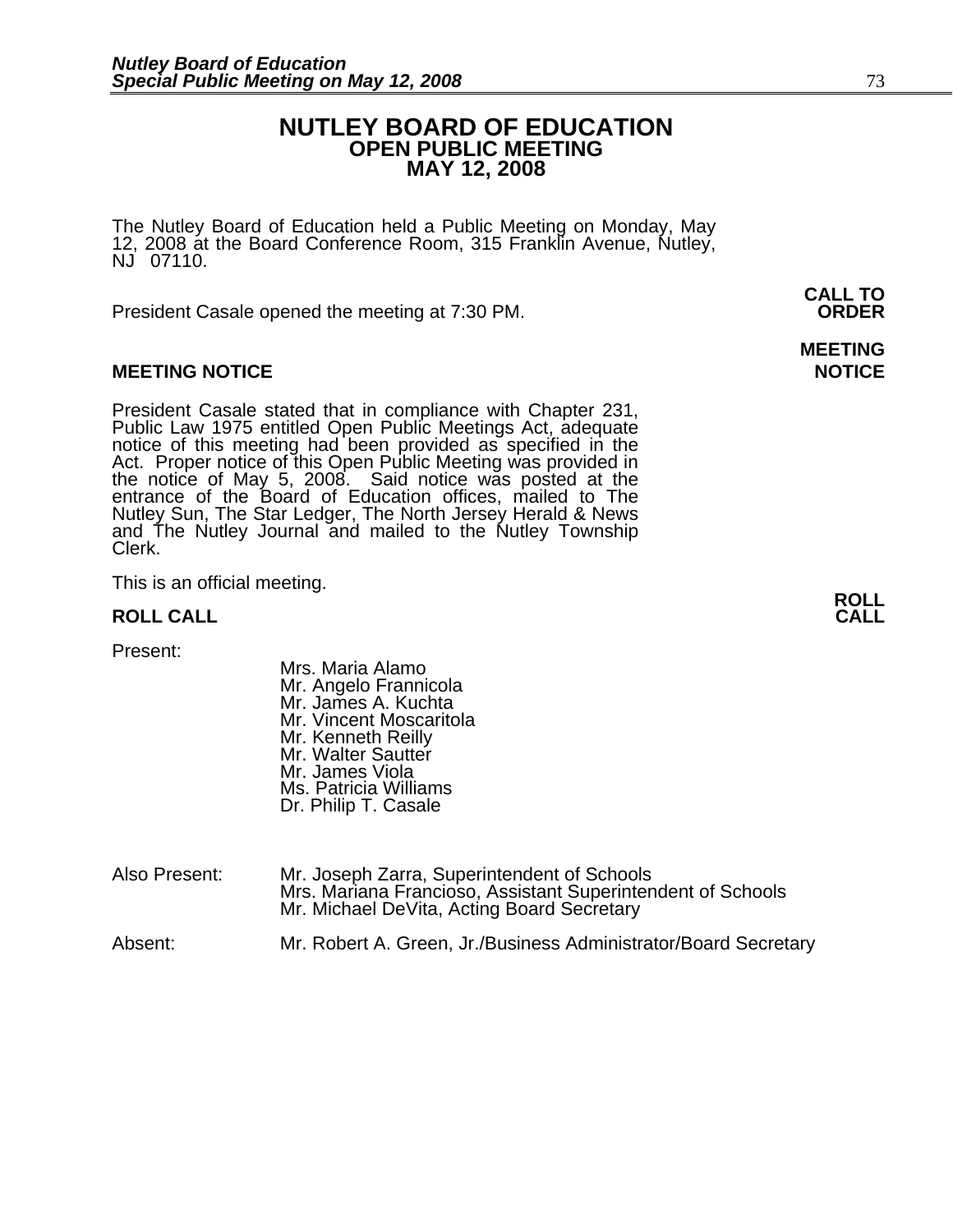# NUTLEY BOARD OF EDUCATION
## OPEN PUBLIC MEETING
## MAY 12, 2008

The Nutley Board of Education held a Public Meeting on Monday, May 12, 2008 at the Board Conference Room, 315 Franklin Avenue, Nutley, NJ 07110.

**CALL TO ORDER**

President Casale opened the meeting at 7:30 PM.

**MEETING NOTICE**

President Casale stated that in compliance with Chapter 231, Public Law 1975 entitled Open Public Meetings Act, adequate notice of this meeting had been provided as specified in the Act. Proper notice of this Open Public Meeting was provided in the notice of May 5, 2008. Said notice was posted at the entrance of the Board of Education offices, mailed to The Nutley Sun, The Star Ledger, The North Jersey Herald & News and The Nutley Journal and mailed to the Nutley Township Clerk.

This is an official meeting.

**ROLL CALL**

Present:

Mrs. Maria Alamo
Mr. Angelo Frannicola
Mr. James A. Kuchta
Mr. Vincent Moscaritola
Mr. Kenneth Reilly
Mr. Walter Sautter
Mr. James Viola
Ms. Patricia Williams
Dr. Philip T. Casale

Also Present:
Mr. Joseph Zarra, Superintendent of Schools
Mrs. Mariana Francioso, Assistant Superintendent of Schools
Mr. Michael DeVita, Acting Board Secretary

Absent:
Mr. Robert A. Green, Jr./Business Administrator/Board Secretary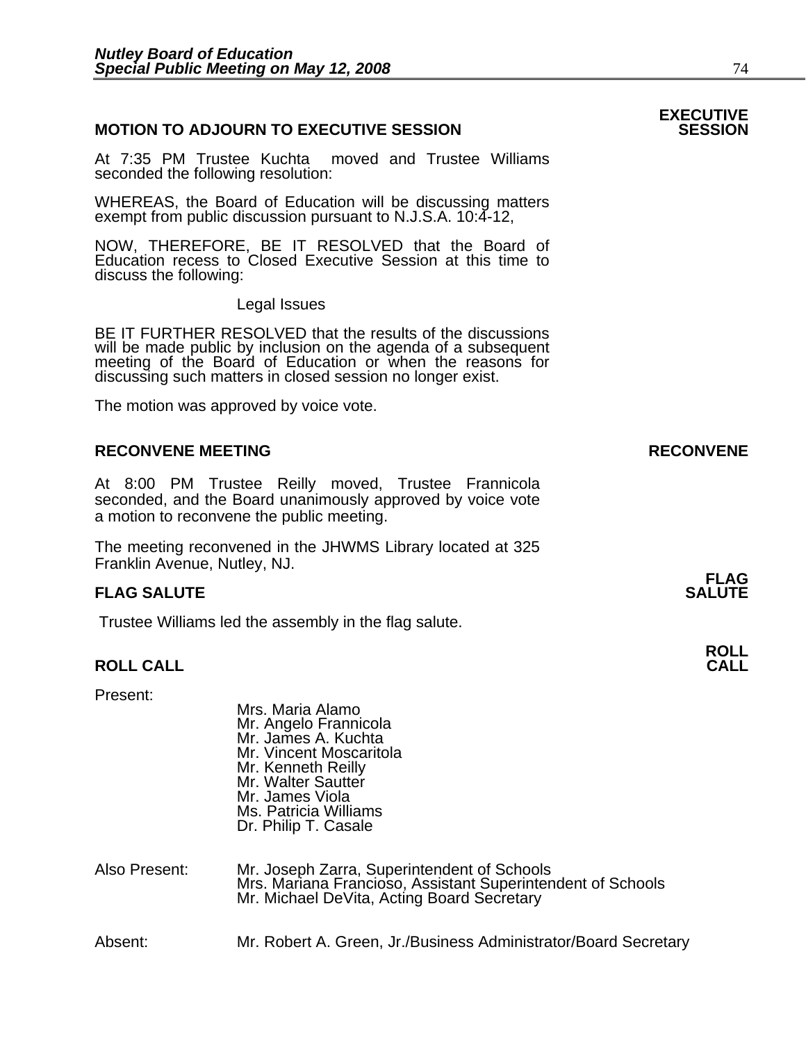## MOTION TO ADJOURN TO EXECUTIVE SESSION

**EXECUTIVE SESSION**

At 7:35 PM Trustee Kuchta moved and Trustee Williams seconded the following resolution:

WHEREAS, the Board of Education will be discussing matters exempt from public discussion pursuant to N.J.S.A. 10:4-12,

NOW, THEREFORE, BE IT RESOLVED that the Board of Education recess to Closed Executive Session at this time to discuss the following:

Legal Issues

BE IT FURTHER RESOLVED that the results of the discussions will be made public by inclusion on the agenda of a subsequent meeting of the Board of Education or when the reasons for discussing such matters in closed session no longer exist.

The motion was approved by voice vote.

## RECONVENE MEETING

**RECONVENE**

At 8:00 PM Trustee Reilly moved, Trustee Frannicola seconded, and the Board unanimously approved by voice vote a motion to reconvene the public meeting.

The meeting reconvened in the JHWMS Library located at 325 Franklin Avenue, Nutley, NJ.

## FLAG SALUTE

**FLAG SALUTE**

Trustee Williams led the assembly in the flag salute.

## ROLL CALL

**ROLL CALL**

Present:

Mrs. Maria Alamo
Mr. Angelo Frannicola
Mr. James A. Kuchta
Mr. Vincent Moscaritola
Mr. Kenneth Reilly
Mr. Walter Sautter
Mr. James Viola
Ms. Patricia Williams
Dr. Philip T. Casale

Also Present:

Mr. Joseph Zarra, Superintendent of Schools
Mrs. Mariana Francioso, Assistant Superintendent of Schools
Mr. Michael DeVita, Acting Board Secretary

Absent:

Mr. Robert A. Green, Jr./Business Administrator/Board Secretary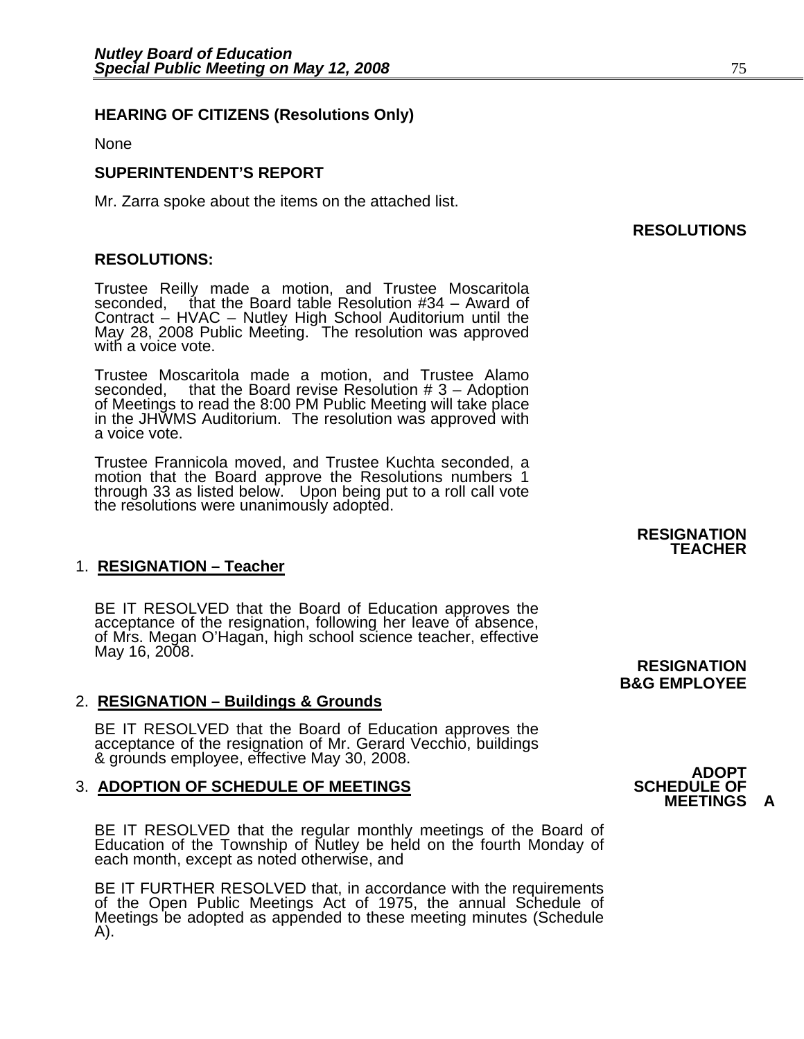**HEARING OF CITIZENS (Resolutions Only)**

None

**SUPERINTENDENT'S REPORT**

Mr. Zarra spoke about the items on the attached list.

**RESOLUTIONS**

**RESOLUTIONS:**

Trustee Reilly made a motion, and Trustee Moscaritola seconded, that the Board table Resolution #34 – Award of Contract – HVAC – Nutley High School Auditorium until the May 28, 2008 Public Meeting. The resolution was approved with a voice vote.

Trustee Moscaritola made a motion, and Trustee Alamo seconded, that the Board revise Resolution # 3 – Adoption of Meetings to read the 8:00 PM Public Meeting will take place in the JHWMS Auditorium. The resolution was approved with a voice vote.

Trustee Frannicola moved, and Trustee Kuchta seconded, a motion that the Board approve the Resolutions numbers 1 through 33 as listed below. Upon being put to a roll call vote the resolutions were unanimously adopted.

**RESIGNATION TEACHER**

1. **RESIGNATION – Teacher**

BE IT RESOLVED that the Board of Education approves the acceptance of the resignation, following her leave of absence, of Mrs. Megan O'Hagan, high school science teacher, effective May 16, 2008.

**RESIGNATION B&G EMPLOYEE**

2. **RESIGNATION – Buildings & Grounds**

BE IT RESOLVED that the Board of Education approves the acceptance of the resignation of Mr. Gerard Vecchio, buildings & grounds employee, effective May 30, 2008.

**ADOPT SCHEDULE OF MEETINGS A**

3. **ADOPTION OF SCHEDULE OF MEETINGS**

BE IT RESOLVED that the regular monthly meetings of the Board of Education of the Township of Nutley be held on the fourth Monday of each month, except as noted otherwise, and

BE IT FURTHER RESOLVED that, in accordance with the requirements of the Open Public Meetings Act of 1975, the annual Schedule of Meetings be adopted as appended to these meeting minutes (Schedule A).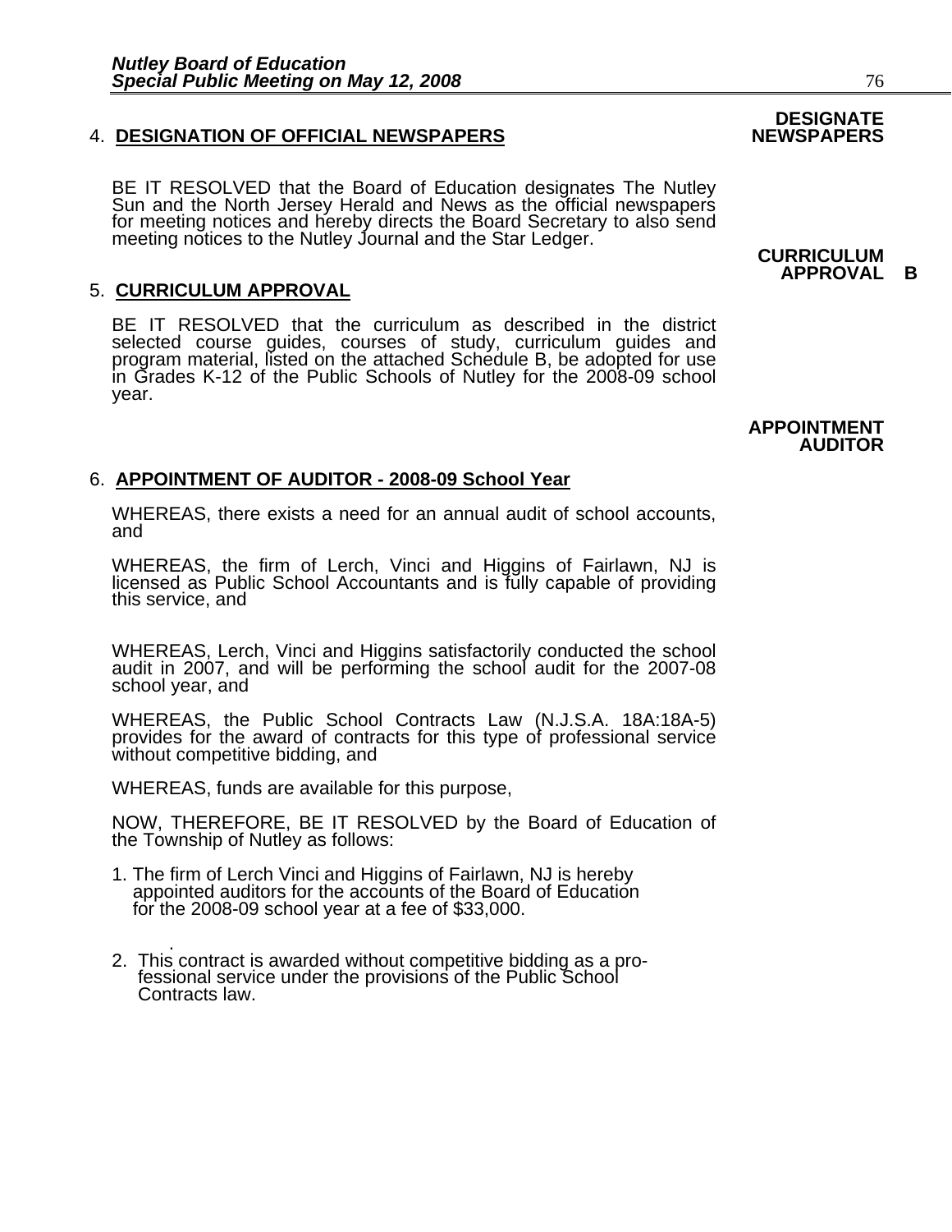**DESIGNATE NEWSPAPERS**

4. **DESIGNATION OF OFFICIAL NEWSPAPERS**

BE IT RESOLVED that the Board of Education designates The Nutley Sun and the North Jersey Herald and News as the official newspapers for meeting notices and hereby directs the Board Secretary to also send meeting notices to the Nutley Journal and the Star Ledger.

**CURRICULUM APPROVAL B**

5. **CURRICULUM APPROVAL**

BE IT RESOLVED that the curriculum as described in the district selected course guides, courses of study, curriculum guides and program material, listed on the attached Schedule B, be adopted for use in Grades K-12 of the Public Schools of Nutley for the 2008-09 school year.

**APPOINTMENT AUDITOR**

6. **APPOINTMENT OF AUDITOR - 2008-09 School Year**

WHEREAS, there exists a need for an annual audit of school accounts, and

WHEREAS, the firm of Lerch, Vinci and Higgins of Fairlawn, NJ is licensed as Public School Accountants and is fully capable of providing this service, and

WHEREAS, Lerch, Vinci and Higgins satisfactorily conducted the school audit in 2007, and will be performing the school audit for the 2007-08 school year, and

WHEREAS, the Public School Contracts Law (N.J.S.A. 18A:18A-5) provides for the award of contracts for this type of professional service without competitive bidding, and

WHEREAS, funds are available for this purpose,

NOW, THEREFORE, BE IT RESOLVED by the Board of Education of the Township of Nutley as follows:

1. The firm of Lerch Vinci and Higgins of Fairlawn, NJ is hereby appointed auditors for the accounts of the Board of Education for the 2008-09 school year at a fee of $33,000.

2. This contract is awarded without competitive bidding as a professional service under the provisions of the Public School Contracts law.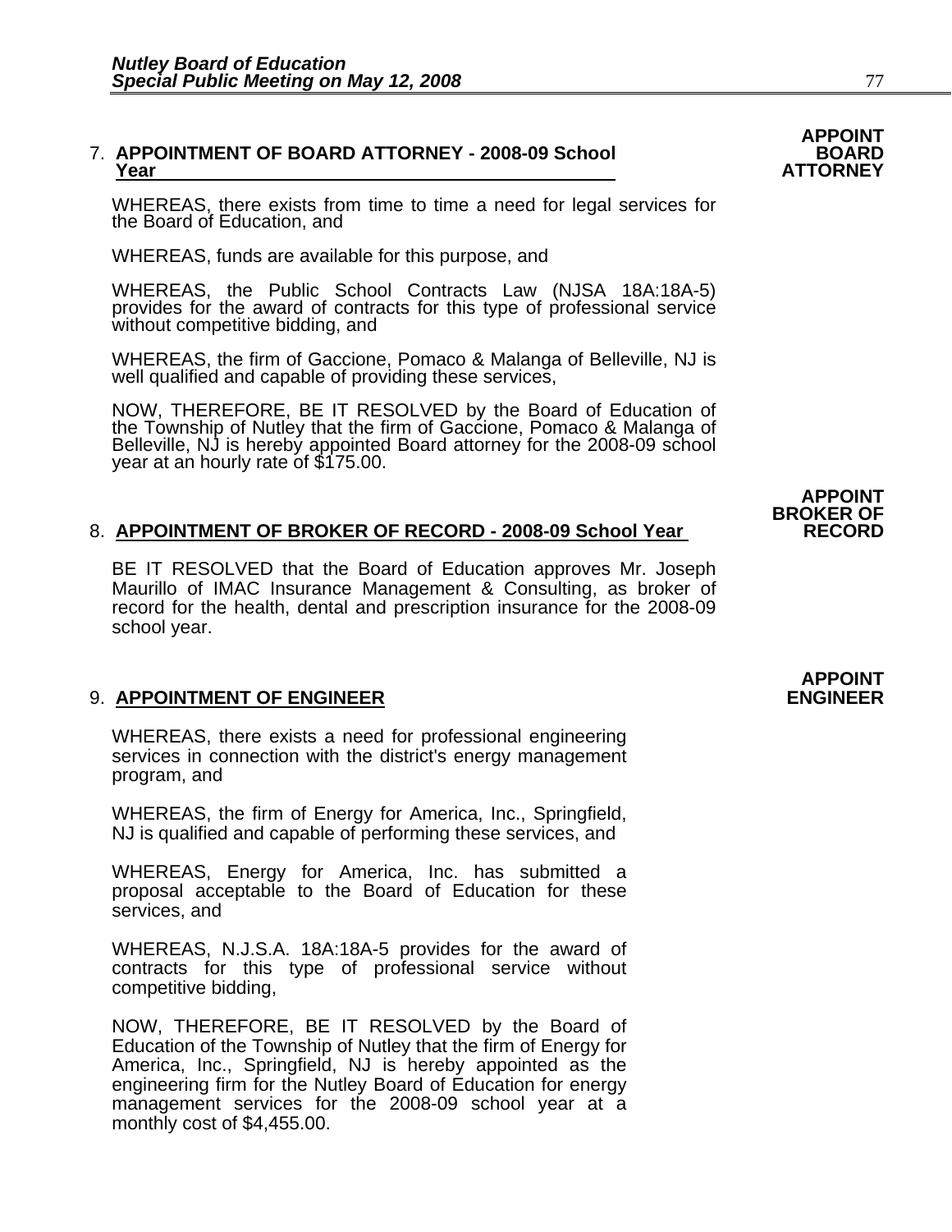**APPOINT BOARD ATTORNEY**

7. **APPOINTMENT OF BOARD ATTORNEY - 2008-09 School Year**

WHEREAS, there exists from time to time a need for legal services for the Board of Education, and

WHEREAS, funds are available for this purpose, and

WHEREAS, the Public School Contracts Law (NJSA 18A:18A-5) provides for the award of contracts for this type of professional service without competitive bidding, and

WHEREAS, the firm of Gaccione, Pomaco & Malanga of Belleville, NJ is well qualified and capable of providing these services,

NOW, THEREFORE, BE IT RESOLVED by the Board of Education of the Township of Nutley that the firm of Gaccione, Pomaco & Malanga of Belleville, NJ is hereby appointed Board attorney for the 2008-09 school year at an hourly rate of $175.00.

**APPOINT BROKER OF RECORD**

8. **APPOINTMENT OF BROKER OF RECORD - 2008-09 School Year**

BE IT RESOLVED that the Board of Education approves Mr. Joseph Maurillo of IMAC Insurance Management & Consulting, as broker of record for the health, dental and prescription insurance for the 2008-09 school year.

**APPOINT ENGINEER**

9. **APPOINTMENT OF ENGINEER**

WHEREAS, there exists a need for professional engineering services in connection with the district's energy management program, and

WHEREAS, the firm of Energy for America, Inc., Springfield, NJ is qualified and capable of performing these services, and

WHEREAS, Energy for America, Inc. has submitted a proposal acceptable to the Board of Education for these services, and

WHEREAS, N.J.S.A. 18A:18A-5 provides for the award of contracts for this type of professional service without competitive bidding,

NOW, THEREFORE, BE IT RESOLVED by the Board of Education of the Township of Nutley that the firm of Energy for America, Inc., Springfield, NJ is hereby appointed as the engineering firm for the Nutley Board of Education for energy management services for the 2008-09 school year at a monthly cost of $4,455.00.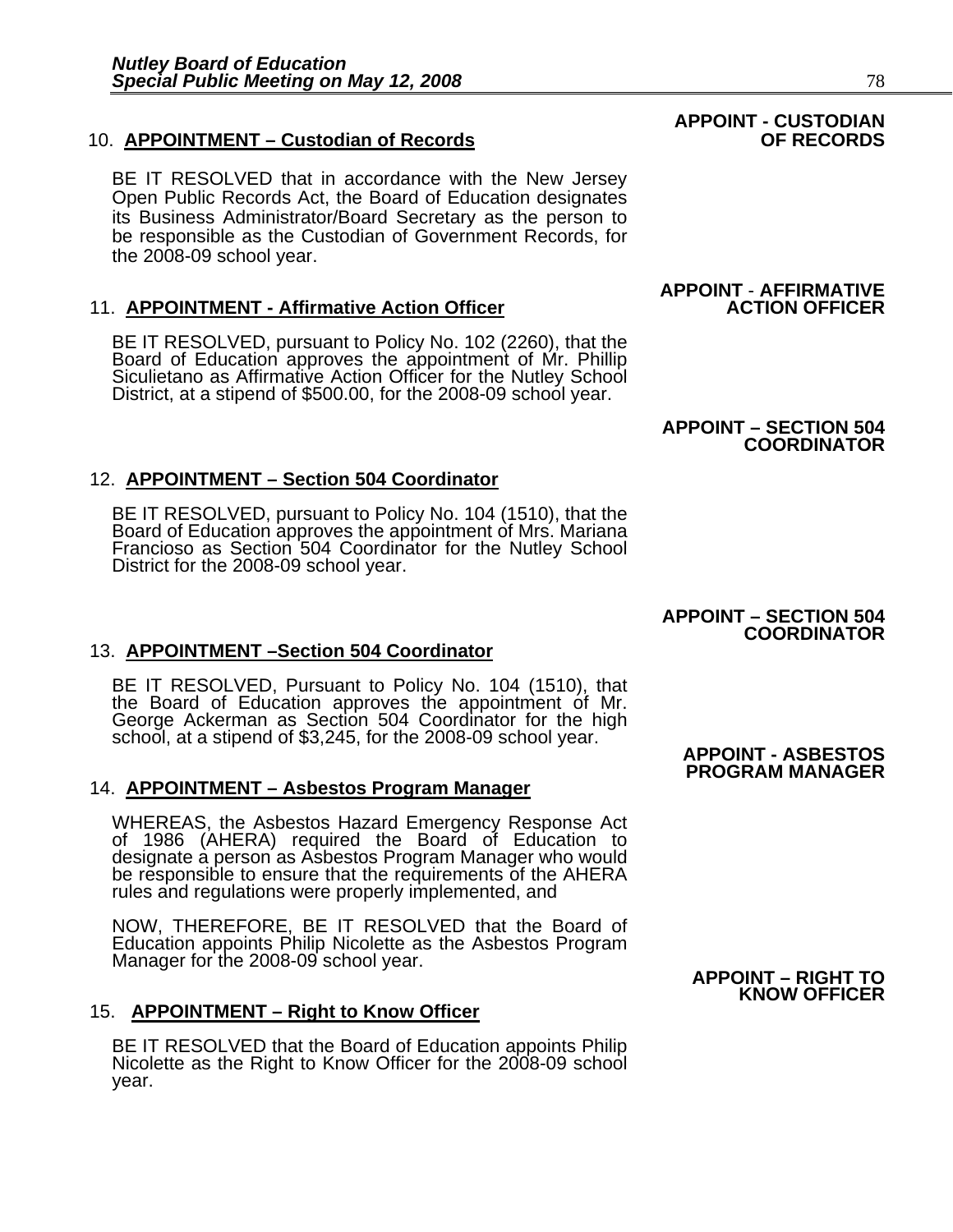**APPOINT - CUSTODIAN OF RECORDS**

10. **APPOINTMENT – Custodian of Records**

BE IT RESOLVED that in accordance with the New Jersey Open Public Records Act, the Board of Education designates its Business Administrator/Board Secretary as the person to be responsible as the Custodian of Government Records, for the 2008-09 school year.

**APPOINT - AFFIRMATIVE ACTION OFFICER**

11. **APPOINTMENT - Affirmative Action Officer**

BE IT RESOLVED, pursuant to Policy No. 102 (2260), that the Board of Education approves the appointment of Mr. Phillip Siculietano as Affirmative Action Officer for the Nutley School District, at a stipend of $500.00, for the 2008-09 school year.

**APPOINT – SECTION 504 COORDINATOR**

12. **APPOINTMENT – Section 504 Coordinator**

BE IT RESOLVED, pursuant to Policy No. 104 (1510), that the Board of Education approves the appointment of Mrs. Mariana Francioso as Section 504 Coordinator for the Nutley School District for the 2008-09 school year.

**APPOINT – SECTION 504 COORDINATOR**

13. **APPOINTMENT –Section 504 Coordinator**

BE IT RESOLVED, Pursuant to Policy No. 104 (1510), that the Board of Education approves the appointment of Mr. George Ackerman as Section 504 Coordinator for the high school, at a stipend of $3,245, for the 2008-09 school year.

**APPOINT - ASBESTOS PROGRAM MANAGER**

14. **APPOINTMENT – Asbestos Program Manager**

WHEREAS, the Asbestos Hazard Emergency Response Act of 1986 (AHERA) required the Board of Education to designate a person as Asbestos Program Manager who would be responsible to ensure that the requirements of the AHERA rules and regulations were properly implemented, and

NOW, THEREFORE, BE IT RESOLVED that the Board of Education appoints Philip Nicolette as the Asbestos Program Manager for the 2008-09 school year.

**APPOINT – RIGHT TO KNOW OFFICER**

15. **APPOINTMENT – Right to Know Officer**

BE IT RESOLVED that the Board of Education appoints Philip Nicolette as the Right to Know Officer for the 2008-09 school year.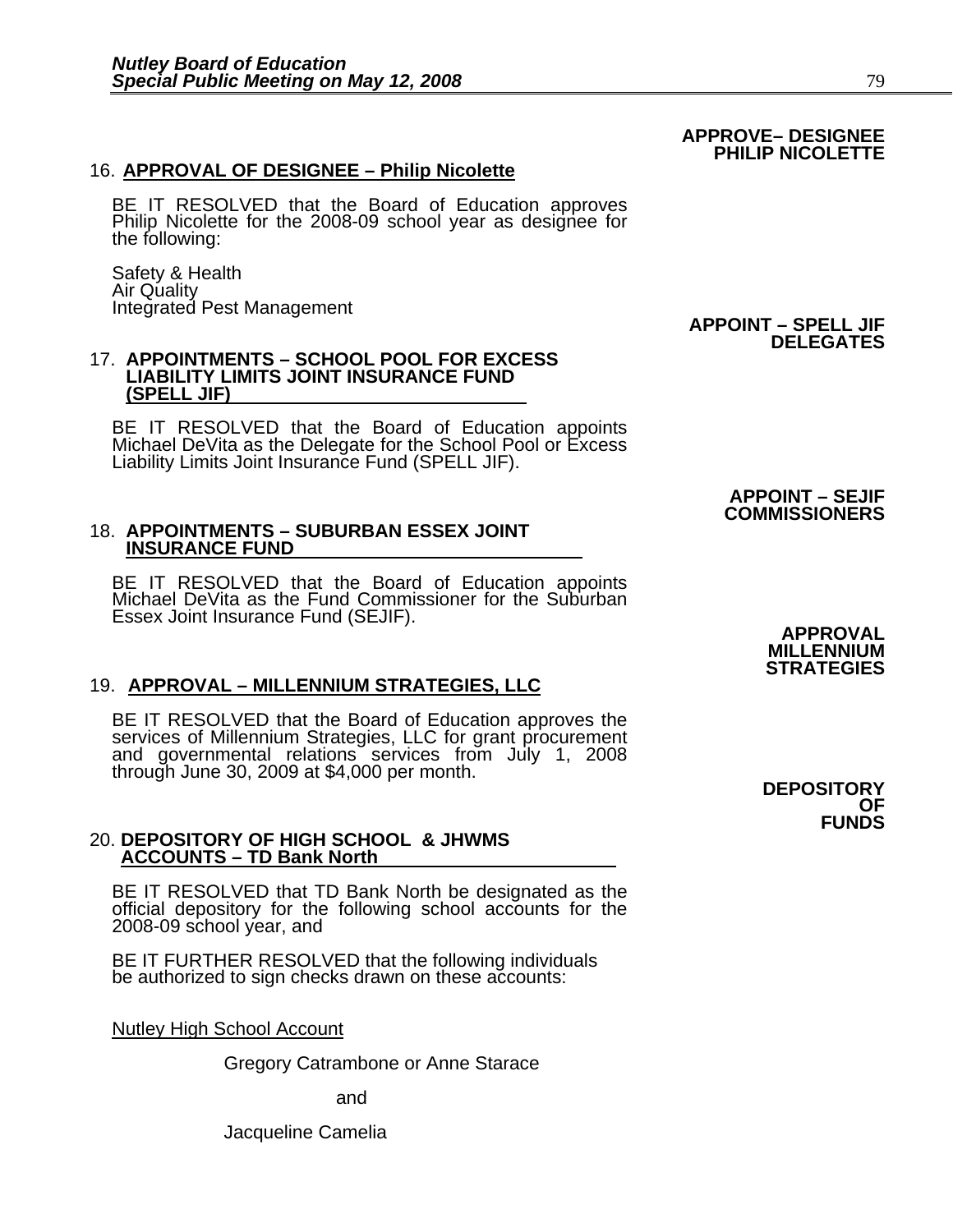**APPROVE– DESIGNEE PHILIP NICOLETTE**

16. **APPROVAL OF DESIGNEE – Philip Nicolette**

BE IT RESOLVED that the Board of Education approves Philip Nicolette for the 2008-09 school year as designee for the following:

Safety & Health
Air Quality
Integrated Pest Management

**APPOINT – SPELL JIF DELEGATES**

17. **APPOINTMENTS – SCHOOL POOL FOR EXCESS LIABILITY LIMITS JOINT INSURANCE FUND (SPELL JIF)**

BE IT RESOLVED that the Board of Education appoints Michael DeVita as the Delegate for the School Pool or Excess Liability Limits Joint Insurance Fund (SPELL JIF).

**APPOINT – SEJIF COMMISSIONERS**

18. **APPOINTMENTS – SUBURBAN ESSEX JOINT INSURANCE FUND**

BE IT RESOLVED that the Board of Education appoints Michael DeVita as the Fund Commissioner for the Suburban Essex Joint Insurance Fund (SEJIF).

**APPROVAL MILLENNIUM STRATEGIES**

19. **APPROVAL – MILLENNIUM STRATEGIES, LLC**

BE IT RESOLVED that the Board of Education approves the services of Millennium Strategies, LLC for grant procurement and governmental relations services from July 1, 2008 through June 30, 2009 at $4,000 per month.

**DEPOSITORY OF FUNDS**

20. **DEPOSITORY OF HIGH SCHOOL & JHWMS ACCOUNTS – TD Bank North**

BE IT RESOLVED that TD Bank North be designated as the official depository for the following school accounts for the 2008-09 school year, and

BE IT FURTHER RESOLVED that the following individuals be authorized to sign checks drawn on these accounts:

Nutley High School Account

Gregory Catrambone or Anne Starace

and

Jacqueline Camelia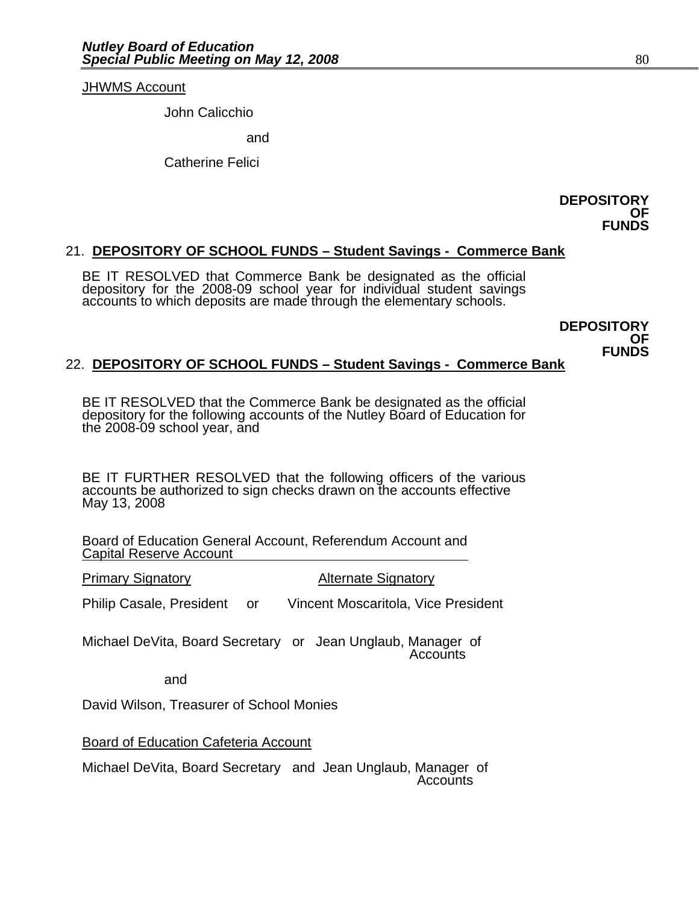JHWMS Account

John Calicchio

and

Catherine Felici

**DEPOSITORY OF FUNDS**

21. **DEPOSITORY OF SCHOOL FUNDS – Student Savings - Commerce Bank**

BE IT RESOLVED that Commerce Bank be designated as the official depository for the 2008-09 school year for individual student savings accounts to which deposits are made through the elementary schools.

**DEPOSITORY OF FUNDS**

22. **DEPOSITORY OF SCHOOL FUNDS – Student Savings - Commerce Bank**

BE IT RESOLVED that the Commerce Bank be designated as the official depository for the following accounts of the Nutley Board of Education for the 2008-09 school year, and

BE IT FURTHER RESOLVED that the following officers of the various accounts be authorized to sign checks drawn on the accounts effective May 13, 2008

Board of Education General Account, Referendum Account and Capital Reserve Account

| Primary Signatory | | Alternate Signatory |
|---|---|---|
| Philip Casale, President | or | Vincent Moscaritola, Vice President |
| Michael DeVita, Board Secretary | or | Jean Unglaub, Manager of Accounts |

and

David Wilson, Treasurer of School Monies

Board of Education Cafeteria Account

Michael DeVita, Board Secretary and Jean Unglaub, Manager of Accounts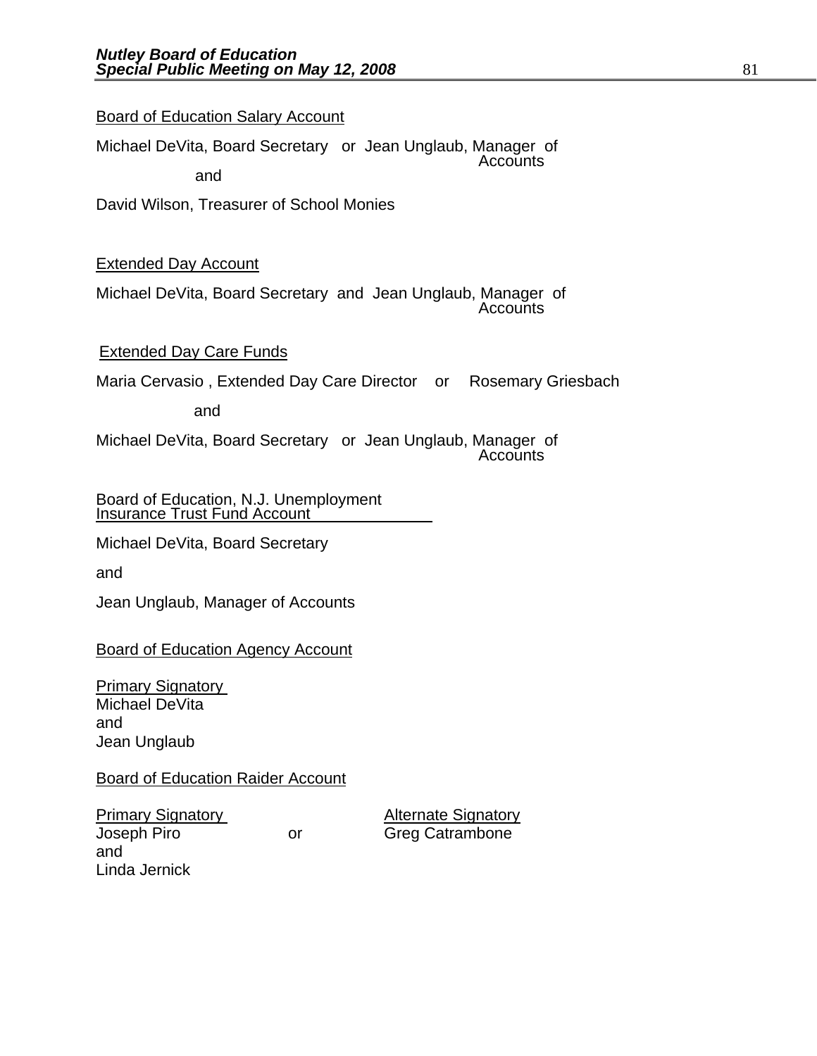Board of Education Salary Account

Michael DeVita, Board Secretary or Jean Unglaub, Manager of Accounts

and

David Wilson, Treasurer of School Monies

Extended Day Account

Michael DeVita, Board Secretary and Jean Unglaub, Manager of Accounts

Extended Day Care Funds

Maria Cervasio , Extended Day Care Director or Rosemary Griesbach

and

Michael DeVita, Board Secretary or Jean Unglaub, Manager of Accounts

Board of Education, N.J. Unemployment Insurance Trust Fund Account

Michael DeVita, Board Secretary

and

Jean Unglaub, Manager of Accounts

Board of Education Agency Account

Primary Signatory
Michael DeVita
and
Jean Unglaub

Board of Education Raider Account

| Primary Signatory | | Alternate Signatory |
|---|---|---|
| Joseph Piro | or | Greg Catrambone |
| and | | |
| Linda Jernick | | |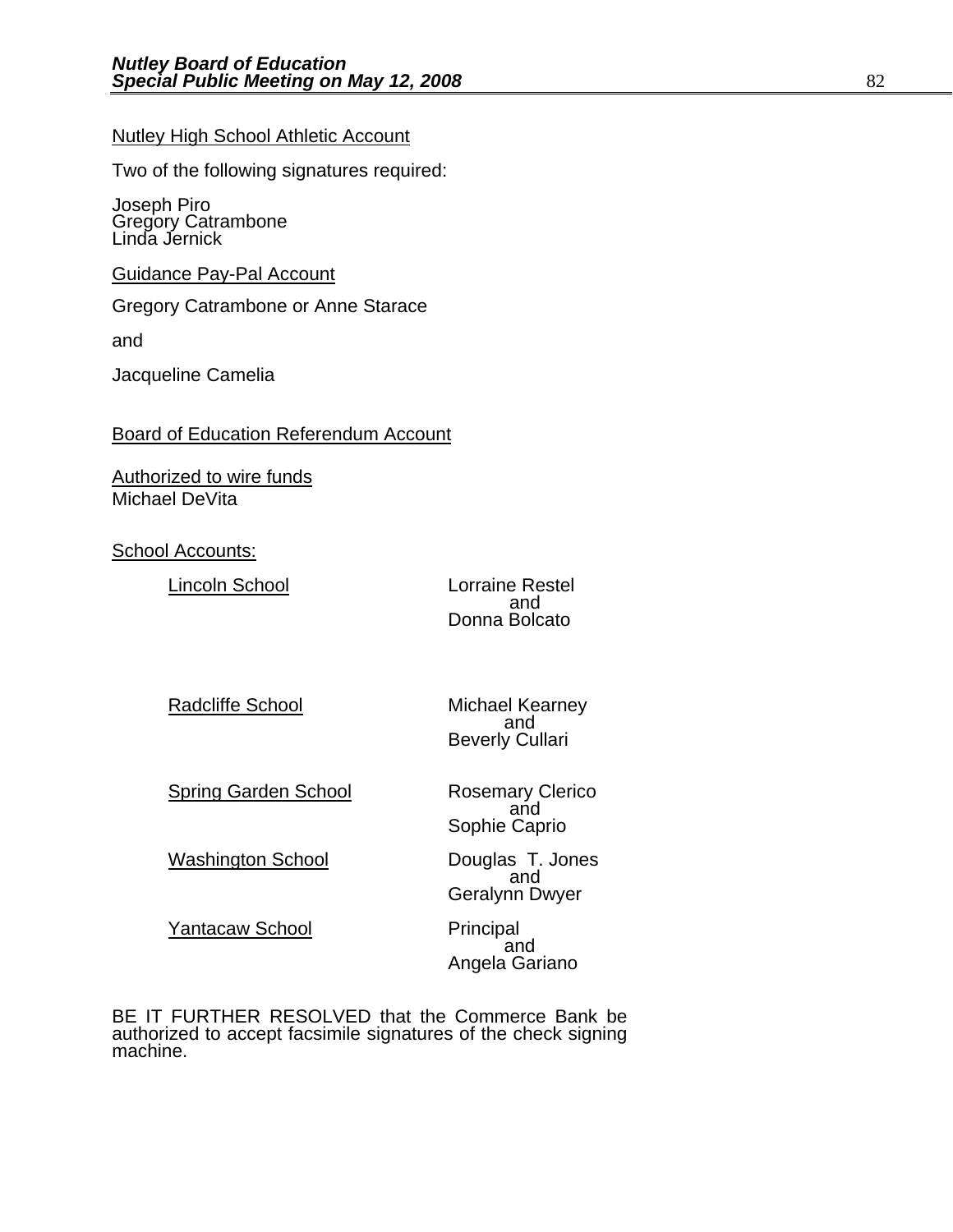Nutley High School Athletic Account

Two of the following signatures required:

Joseph Piro
Gregory Catrambone
Linda Jernick

Guidance Pay-Pal Account

Gregory Catrambone or Anne Starace

and

Jacqueline Camelia

Board of Education Referendum Account

Authorized to wire funds
Michael DeVita

School Accounts:

| | |
|---|---|
| Lincoln School | Lorraine Restel and Donna Bolcato |
| Radcliffe School | Michael Kearney and Beverly Cullari |
| Spring Garden School | Rosemary Clerico and Sophie Caprio |
| Washington School | Douglas T. Jones and Geralynn Dwyer |
| Yantacaw School | Principal and Angela Gariano |

BE IT FURTHER RESOLVED that the Commerce Bank be authorized to accept facsimile signatures of the check signing machine.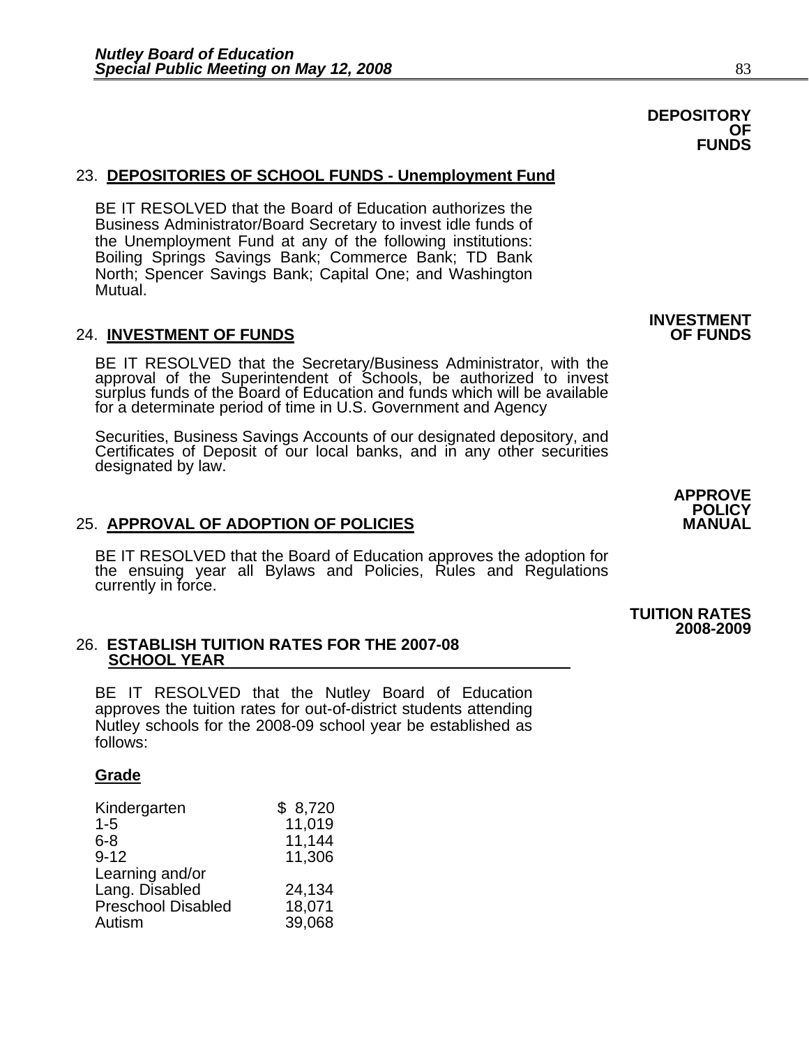**DEPOSITORY OF FUNDS**

23. **DEPOSITORIES OF SCHOOL FUNDS - Unemployment Fund**

BE IT RESOLVED that the Board of Education authorizes the Business Administrator/Board Secretary to invest idle funds of the Unemployment Fund at any of the following institutions: Boiling Springs Savings Bank; Commerce Bank; TD Bank North; Spencer Savings Bank; Capital One; and Washington Mutual.

**INVESTMENT OF FUNDS**

24. **INVESTMENT OF FUNDS**

BE IT RESOLVED that the Secretary/Business Administrator, with the approval of the Superintendent of Schools, be authorized to invest surplus funds of the Board of Education and funds which will be available for a determinate period of time in U.S. Government and Agency

Securities, Business Savings Accounts of our designated depository, and Certificates of Deposit of our local banks, and in any other securities designated by law.

**APPROVE POLICY MANUAL**

25. **APPROVAL OF ADOPTION OF POLICIES**

BE IT RESOLVED that the Board of Education approves the adoption for the ensuing year all Bylaws and Policies, Rules and Regulations currently in force.

**TUITION RATES 2008-2009**

26. **ESTABLISH TUITION RATES FOR THE 2007-08 SCHOOL YEAR**

BE IT RESOLVED that the Nutley Board of Education approves the tuition rates for out-of-district students attending Nutley schools for the 2008-09 school year be established as follows:

| **Grade** | |
|---|---|
| Kindergarten | $ 8,720 |
| 1-5 | 11,019 |
| 6-8 | 11,144 |
| 9-12 | 11,306 |
| Learning and/or Lang. Disabled | 24,134 |
| Preschool Disabled | 18,071 |
| Autism | 39,068 |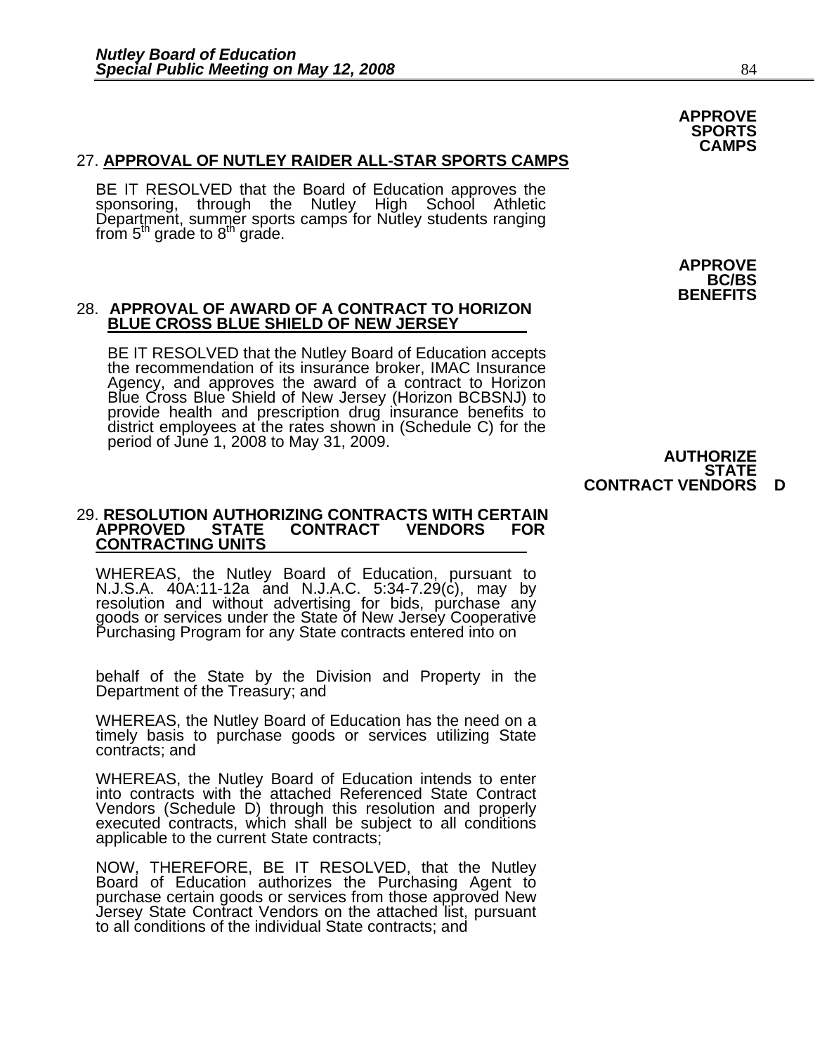**APPROVE SPORTS CAMPS**

## 27. APPROVAL OF NUTLEY RAIDER ALL-STAR SPORTS CAMPS

BE IT RESOLVED that the Board of Education approves the sponsoring, through the Nutley High School Athletic Department, summer sports camps for Nutley students ranging from 5th grade to 8th grade.

**APPROVE BC/BS BENEFITS**

## 28. APPROVAL OF AWARD OF A CONTRACT TO HORIZON BLUE CROSS BLUE SHIELD OF NEW JERSEY

BE IT RESOLVED that the Nutley Board of Education accepts the recommendation of its insurance broker, IMAC Insurance Agency, and approves the award of a contract to Horizon Blue Cross Blue Shield of New Jersey (Horizon BCBSNJ) to provide health and prescription drug insurance benefits to district employees at the rates shown in (Schedule C) for the period of June 1, 2008 to May 31, 2009.

**AUTHORIZE STATE CONTRACT VENDORS D**

## 29. RESOLUTION AUTHORIZING CONTRACTS WITH CERTAIN APPROVED STATE CONTRACT VENDORS FOR CONTRACTING UNITS

WHEREAS, the Nutley Board of Education, pursuant to N.J.S.A. 40A:11-12a and N.J.A.C. 5:34-7.29(c), may by resolution and without advertising for bids, purchase any goods or services under the State of New Jersey Cooperative Purchasing Program for any State contracts entered into on

behalf of the State by the Division and Property in the Department of the Treasury; and

WHEREAS, the Nutley Board of Education has the need on a timely basis to purchase goods or services utilizing State contracts; and

WHEREAS, the Nutley Board of Education intends to enter into contracts with the attached Referenced State Contract Vendors (Schedule D) through this resolution and properly executed contracts, which shall be subject to all conditions applicable to the current State contracts;

NOW, THEREFORE, BE IT RESOLVED, that the Nutley Board of Education authorizes the Purchasing Agent to purchase certain goods or services from those approved New Jersey State Contract Vendors on the attached list, pursuant to all conditions of the individual State contracts; and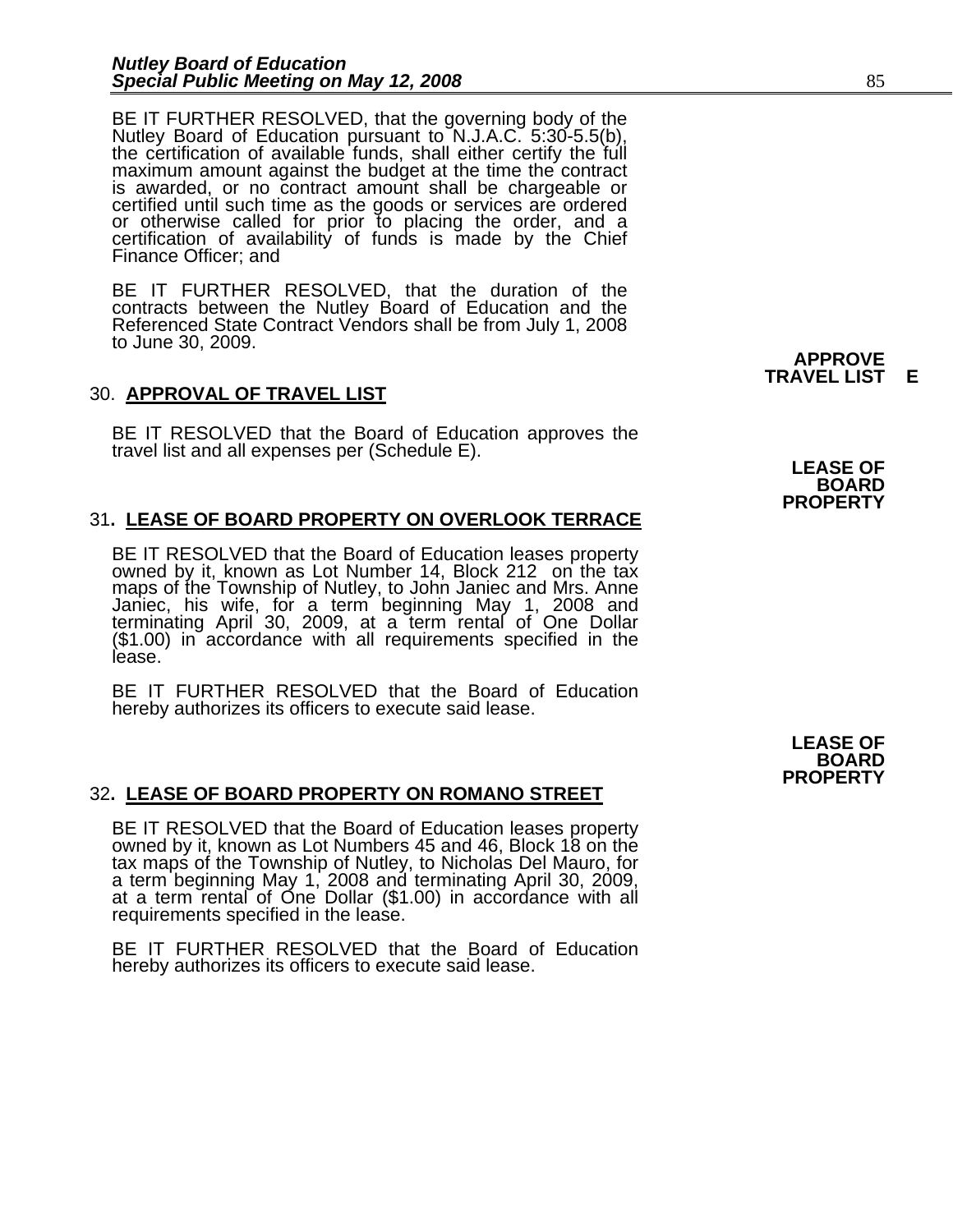BE IT FURTHER RESOLVED, that the governing body of the Nutley Board of Education pursuant to N.J.A.C. 5:30-5.5(b), the certification of available funds, shall either certify the full maximum amount against the budget at the time the contract is awarded, or no contract amount shall be chargeable or certified until such time as the goods or services are ordered or otherwise called for prior to placing the order, and a certification of availability of funds is made by the Chief Finance Officer; and

BE IT FURTHER RESOLVED, that the duration of the contracts between the Nutley Board of Education and the Referenced State Contract Vendors shall be from July 1, 2008 to June 30, 2009.

**APPROVE TRAVEL LIST E**

30. **APPROVAL OF TRAVEL LIST**

BE IT RESOLVED that the Board of Education approves the travel list and all expenses per (Schedule E).

**LEASE OF BOARD PROPERTY**

31. **LEASE OF BOARD PROPERTY ON OVERLOOK TERRACE**

BE IT RESOLVED that the Board of Education leases property owned by it, known as Lot Number 14, Block 212 on the tax maps of the Township of Nutley, to John Janiec and Mrs. Anne Janiec, his wife, for a term beginning May 1, 2008 and terminating April 30, 2009, at a term rental of One Dollar ($1.00) in accordance with all requirements specified in the lease.

BE IT FURTHER RESOLVED that the Board of Education hereby authorizes its officers to execute said lease.

**LEASE OF BOARD PROPERTY**

32. **LEASE OF BOARD PROPERTY ON ROMANO STREET**

BE IT RESOLVED that the Board of Education leases property owned by it, known as Lot Numbers 45 and 46, Block 18 on the tax maps of the Township of Nutley, to Nicholas Del Mauro, for a term beginning May 1, 2008 and terminating April 30, 2009, at a term rental of One Dollar ($1.00) in accordance with all requirements specified in the lease.

BE IT FURTHER RESOLVED that the Board of Education hereby authorizes its officers to execute said lease.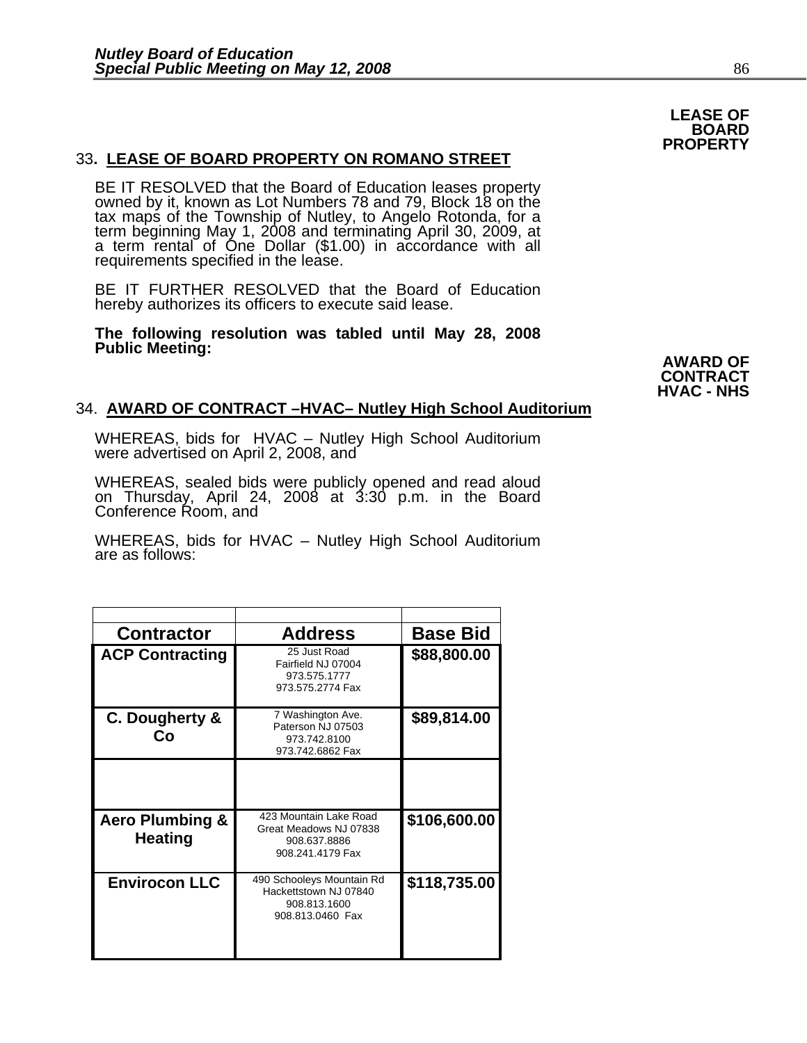**LEASE OF BOARD PROPERTY**

## 33. LEASE OF BOARD PROPERTY ON ROMANO STREET

BE IT RESOLVED that the Board of Education leases property owned by it, known as Lot Numbers 78 and 79, Block 18 on the tax maps of the Township of Nutley, to Angelo Rotonda, for a term beginning May 1, 2008 and terminating April 30, 2009, at a term rental of One Dollar ($1.00) in accordance with all requirements specified in the lease.

BE IT FURTHER RESOLVED that the Board of Education hereby authorizes its officers to execute said lease.

**The following resolution was tabled until May 28, 2008 Public Meeting:**

**AWARD OF CONTRACT HVAC - NHS**

## 34. AWARD OF CONTRACT –HVAC– Nutley High School Auditorium

WHEREAS, bids for HVAC – Nutley High School Auditorium were advertised on April 2, 2008, and

WHEREAS, sealed bids were publicly opened and read aloud on Thursday, April 24, 2008 at 3:30 p.m. in the Board Conference Room, and

WHEREAS, bids for HVAC – Nutley High School Auditorium are as follows:

| Contractor | Address | Base Bid |
|---|---|---|
| ACP Contracting | 25 Just Road<br>Fairfield NJ 07004<br>973.575.1777<br>973.575.2774 Fax | $88,800.00 |
| C. Dougherty & Co | 7 Washington Ave.<br>Paterson NJ 07503<br>973.742.8100<br>973.742.6862 Fax | $89,814.00 |
| | | |
| Aero Plumbing & Heating | 423 Mountain Lake Road<br>Great Meadows NJ 07838<br>908.637.8886<br>908.241.4179 Fax | $106,600.00 |
| Envirocon LLC | 490 Schooleys Mountain Rd<br>Hackettstown NJ 07840<br>908.813.1600<br>908.813.0460 Fax | $118,735.00 |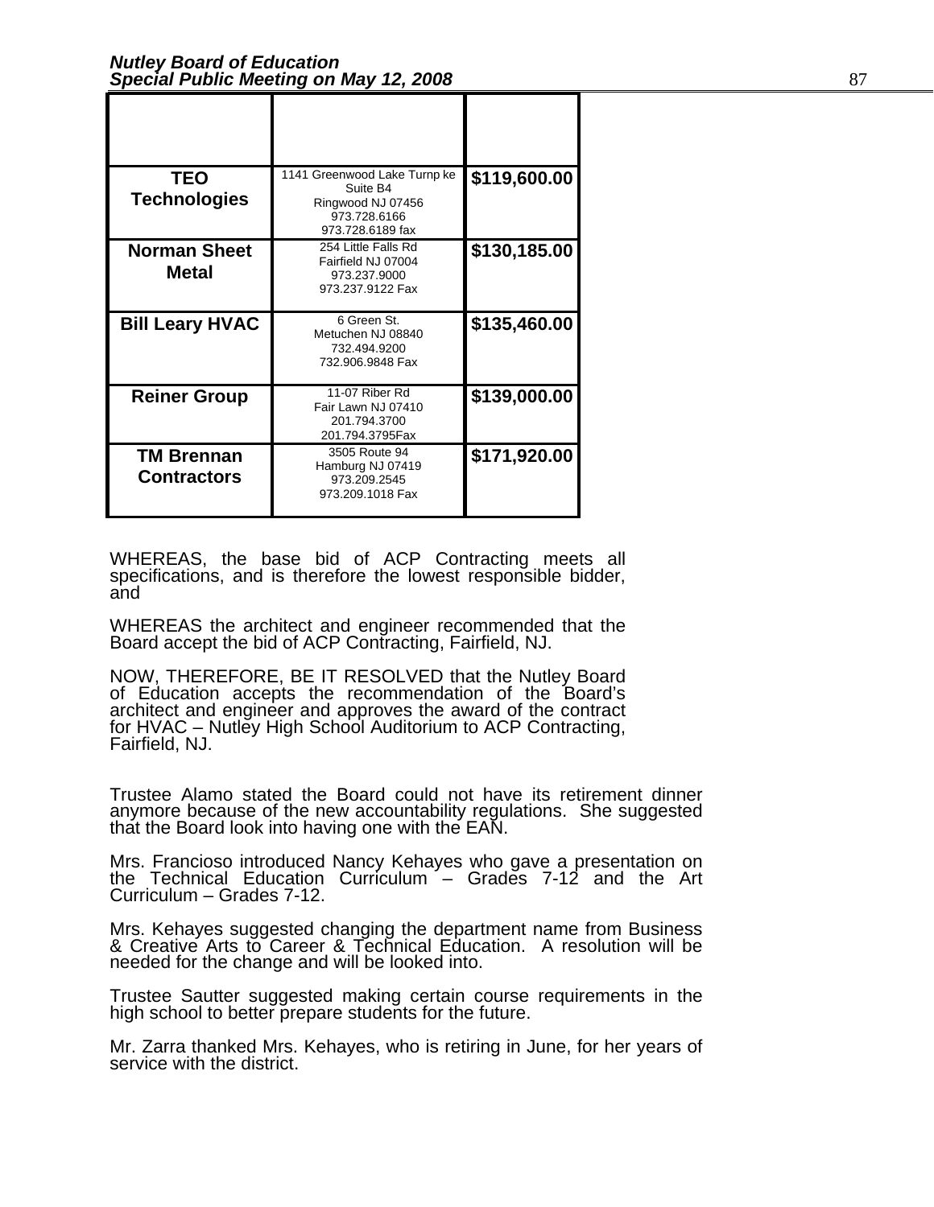| | | |
|---|---|---|
| **TEO Technologies** | 1141 Greenwood Lake Turnp ke Suite B4 Ringwood NJ 07456 973.728.6166 973.728.6189 fax | **$119,600.00** |
| **Norman Sheet Metal** | 254 Little Falls Rd Fairfield NJ 07004 973.237.9000 973.237.9122 Fax | **$130,185.00** |
| **Bill Leary HVAC** | 6 Green St. Metuchen NJ 08840 732.494.9200 732.906.9848 Fax | **$135,460.00** |
| **Reiner Group** | 11-07 Riber Rd Fair Lawn NJ 07410 201.794.3700 201.794.3795Fax | **$139,000.00** |
| **TM Brennan Contractors** | 3505 Route 94 Hamburg NJ 07419 973.209.2545 973.209.1018 Fax | **$171,920.00** |

WHEREAS, the base bid of ACP Contracting meets all specifications, and is therefore the lowest responsible bidder, and

WHEREAS the architect and engineer recommended that the Board accept the bid of ACP Contracting, Fairfield, NJ.

NOW, THEREFORE, BE IT RESOLVED that the Nutley Board of Education accepts the recommendation of the Board's architect and engineer and approves the award of the contract for HVAC – Nutley High School Auditorium to ACP Contracting, Fairfield, NJ.

Trustee Alamo stated the Board could not have its retirement dinner anymore because of the new accountability regulations. She suggested that the Board look into having one with the EAN.

Mrs. Francioso introduced Nancy Kehayes who gave a presentation on the Technical Education Curriculum – Grades 7-12 and the Art Curriculum – Grades 7-12.

Mrs. Kehayes suggested changing the department name from Business & Creative Arts to Career & Technical Education. A resolution will be needed for the change and will be looked into.

Trustee Sautter suggested making certain course requirements in the high school to better prepare students for the future.

Mr. Zarra thanked Mrs. Kehayes, who is retiring in June, for her years of service with the district.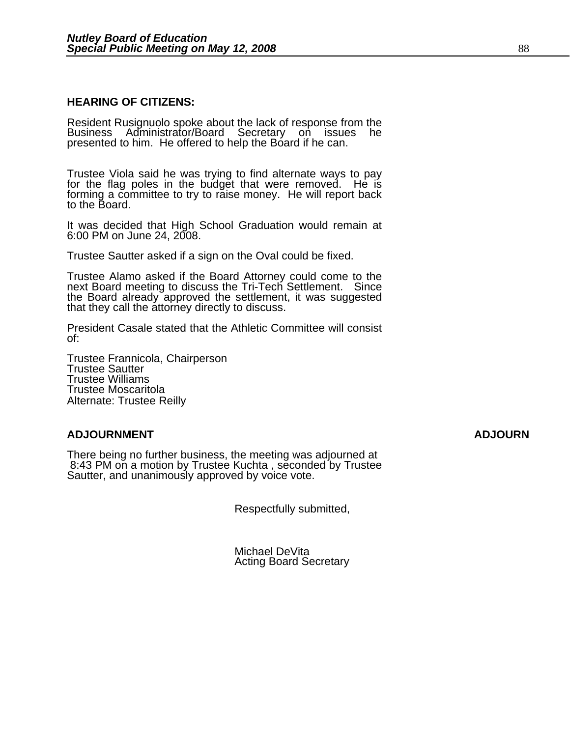**HEARING OF CITIZENS:**

Resident Rusignuolo spoke about the lack of response from the Business Administrator/Board Secretary on issues he presented to him. He offered to help the Board if he can.

Trustee Viola said he was trying to find alternate ways to pay for the flag poles in the budget that were removed. He is forming a committee to try to raise money. He will report back to the Board.

It was decided that High School Graduation would remain at 6:00 PM on June 24, 2008.

Trustee Sautter asked if a sign on the Oval could be fixed.

Trustee Alamo asked if the Board Attorney could come to the next Board meeting to discuss the Tri-Tech Settlement. Since the Board already approved the settlement, it was suggested that they call the attorney directly to discuss.

President Casale stated that the Athletic Committee will consist of:

Trustee Frannicola, Chairperson
Trustee Sautter
Trustee Williams
Trustee Moscaritola
Alternate: Trustee Reilly

**ADJOURNMENT** **ADJOURN**

There being no further business, the meeting was adjourned at 8:43 PM on a motion by Trustee Kuchta , seconded by Trustee Sautter, and unanimously approved by voice vote.

Respectfully submitted,

Michael DeVita
Acting Board Secretary